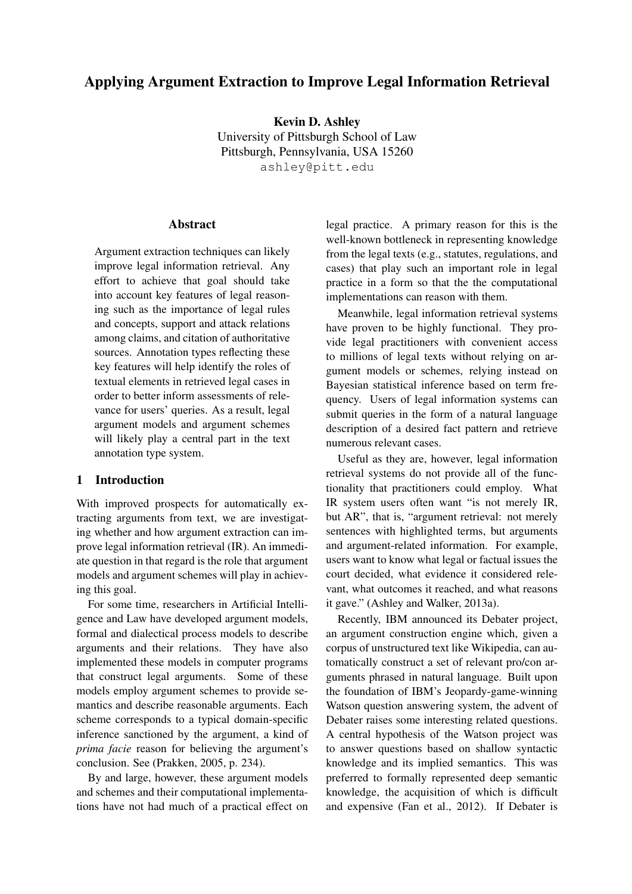# Applying Argument Extraction to Improve Legal Information Retrieval

**Kevin D. Ashley**
University of Pittsburgh School of Law
Pittsburgh, Pennsylvania, USA 15260
ashley@pitt.edu

## Abstract

Argument extraction techniques can likely improve legal information retrieval. Any effort to achieve that goal should take into account key features of legal reasoning such as the importance of legal rules and concepts, support and attack relations among claims, and citation of authoritative sources. Annotation types reflecting these key features will help identify the roles of textual elements in retrieved legal cases in order to better inform assessments of relevance for users' queries. As a result, legal argument models and argument schemes will likely play a central part in the text annotation type system.

## 1 Introduction

With improved prospects for automatically extracting arguments from text, we are investigating whether and how argument extraction can improve legal information retrieval (IR). An immediate question in that regard is the role that argument models and argument schemes will play in achieving this goal.

For some time, researchers in Artificial Intelligence and Law have developed argument models, formal and dialectical process models to describe arguments and their relations. They have also implemented these models in computer programs that construct legal arguments. Some of these models employ argument schemes to provide semantics and describe reasonable arguments. Each scheme corresponds to a typical domain-specific inference sanctioned by the argument, a kind of *prima facie* reason for believing the argument's conclusion. See (Prakken, 2005, p. 234).

By and large, however, these argument models and schemes and their computational implementations have not had much of a practical effect on legal practice. A primary reason for this is the well-known bottleneck in representing knowledge from the legal texts (e.g., statutes, regulations, and cases) that play such an important role in legal practice in a form so that the the computational implementations can reason with them.

Meanwhile, legal information retrieval systems have proven to be highly functional. They provide legal practitioners with convenient access to millions of legal texts without relying on argument models or schemes, relying instead on Bayesian statistical inference based on term frequency. Users of legal information systems can submit queries in the form of a natural language description of a desired fact pattern and retrieve numerous relevant cases.

Useful as they are, however, legal information retrieval systems do not provide all of the functionality that practitioners could employ. What IR system users often want "is not merely IR, but AR", that is, "argument retrieval: not merely sentences with highlighted terms, but arguments and argument-related information. For example, users want to know what legal or factual issues the court decided, what evidence it considered relevant, what outcomes it reached, and what reasons it gave." (Ashley and Walker, 2013a).

Recently, IBM announced its Debater project, an argument construction engine which, given a corpus of unstructured text like Wikipedia, can automatically construct a set of relevant pro/con arguments phrased in natural language. Built upon the foundation of IBM's Jeopardy-game-winning Watson question answering system, the advent of Debater raises some interesting related questions. A central hypothesis of the Watson project was to answer questions based on shallow syntactic knowledge and its implied semantics. This was preferred to formally represented deep semantic knowledge, the acquisition of which is difficult and expensive (Fan et al., 2012). If Debater is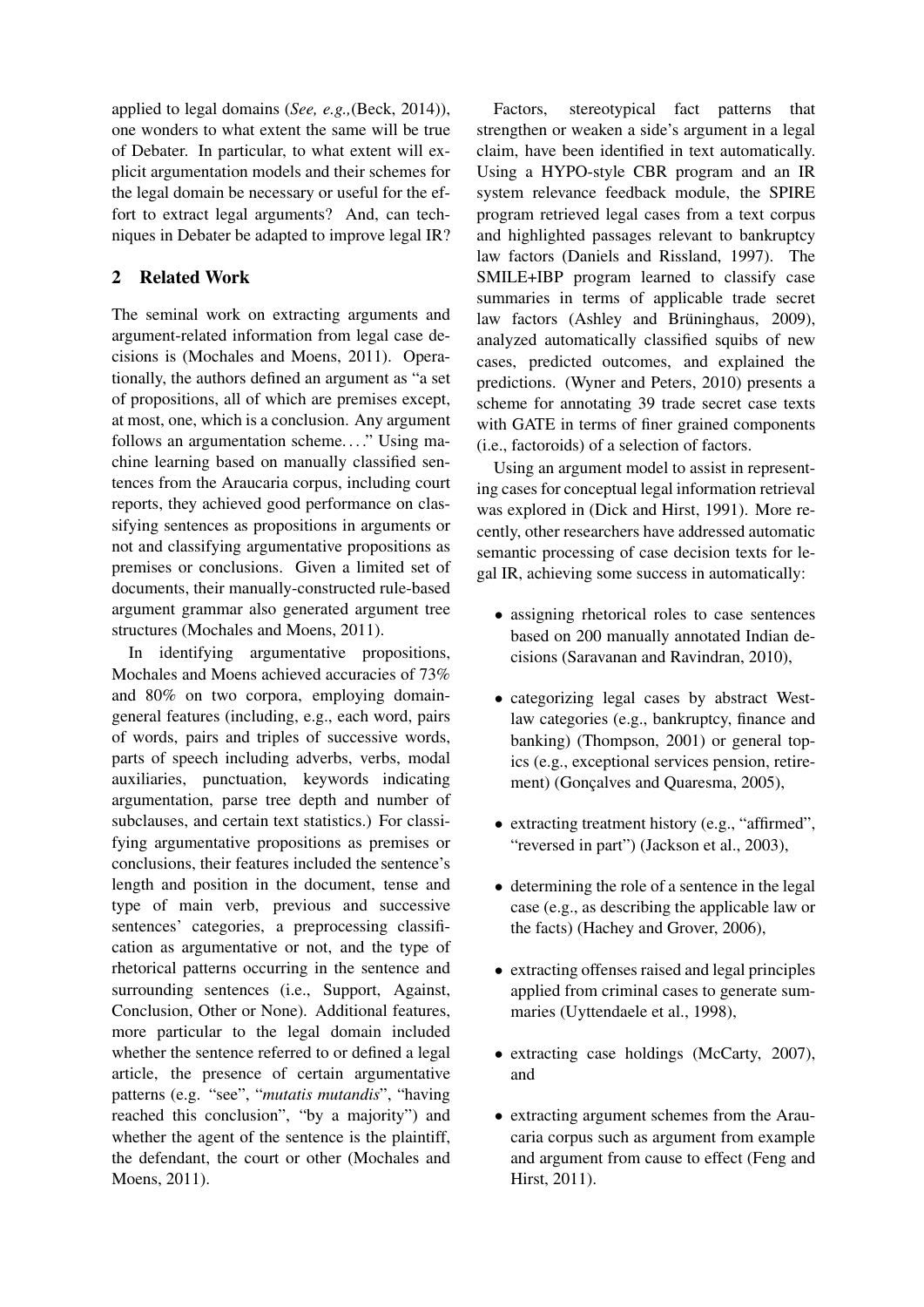applied to legal domains (*See, e.g.,*(Beck, 2014)), one wonders to what extent the same will be true of Debater. In particular, to what extent will explicit argumentation models and their schemes for the legal domain be necessary or useful for the effort to extract legal arguments? And, can techniques in Debater be adapted to improve legal IR?

## 2 Related Work

The seminal work on extracting arguments and argument-related information from legal case decisions is (Mochales and Moens, 2011). Operationally, the authors defined an argument as "a set of propositions, all of which are premises except, at most, one, which is a conclusion. Any argument follows an argumentation scheme. . . ." Using machine learning based on manually classified sentences from the Araucaria corpus, including court reports, they achieved good performance on classifying sentences as propositions in arguments or not and classifying argumentative propositions as premises or conclusions. Given a limited set of documents, their manually-constructed rule-based argument grammar also generated argument tree structures (Mochales and Moens, 2011).

In identifying argumentative propositions, Mochales and Moens achieved accuracies of 73% and 80% on two corpora, employing domain-general features (including, e.g., each word, pairs of words, pairs and triples of successive words, parts of speech including adverbs, verbs, modal auxiliaries, punctuation, keywords indicating argumentation, parse tree depth and number of subclauses, and certain text statistics.) For classifying argumentative propositions as premises or conclusions, their features included the sentence's length and position in the document, tense and type of main verb, previous and successive sentences' categories, a preprocessing classification as argumentative or not, and the type of rhetorical patterns occurring in the sentence and surrounding sentences (i.e., Support, Against, Conclusion, Other or None). Additional features, more particular to the legal domain included whether the sentence referred to or defined a legal article, the presence of certain argumentative patterns (e.g. "see", "*mutatis mutandis*", "having reached this conclusion", "by a majority") and whether the agent of the sentence is the plaintiff, the defendant, the court or other (Mochales and Moens, 2011).

Factors, stereotypical fact patterns that strengthen or weaken a side's argument in a legal claim, have been identified in text automatically. Using a HYPO-style CBR program and an IR system relevance feedback module, the SPIRE program retrieved legal cases from a text corpus and highlighted passages relevant to bankruptcy law factors (Daniels and Rissland, 1997). The SMILE+IBP program learned to classify case summaries in terms of applicable trade secret law factors (Ashley and Brüninghaus, 2009), analyzed automatically classified squibs of new cases, predicted outcomes, and explained the predictions. (Wyner and Peters, 2010) presents a scheme for annotating 39 trade secret case texts with GATE in terms of finer grained components (i.e., factoroids) of a selection of factors.

Using an argument model to assist in representing cases for conceptual legal information retrieval was explored in (Dick and Hirst, 1991). More recently, other researchers have addressed automatic semantic processing of case decision texts for legal IR, achieving some success in automatically:

- assigning rhetorical roles to case sentences based on 200 manually annotated Indian decisions (Saravanan and Ravindran, 2010),
- categorizing legal cases by abstract Westlaw categories (e.g., bankruptcy, finance and banking) (Thompson, 2001) or general topics (e.g., exceptional services pension, retirement) (Gonçalves and Quaresma, 2005),
- extracting treatment history (e.g., "affirmed", "reversed in part") (Jackson et al., 2003),
- determining the role of a sentence in the legal case (e.g., as describing the applicable law or the facts) (Hachey and Grover, 2006),
- extracting offenses raised and legal principles applied from criminal cases to generate summaries (Uyttendaele et al., 1998),
- extracting case holdings (McCarty, 2007), and
- extracting argument schemes from the Araucaria corpus such as argument from example and argument from cause to effect (Feng and Hirst, 2011).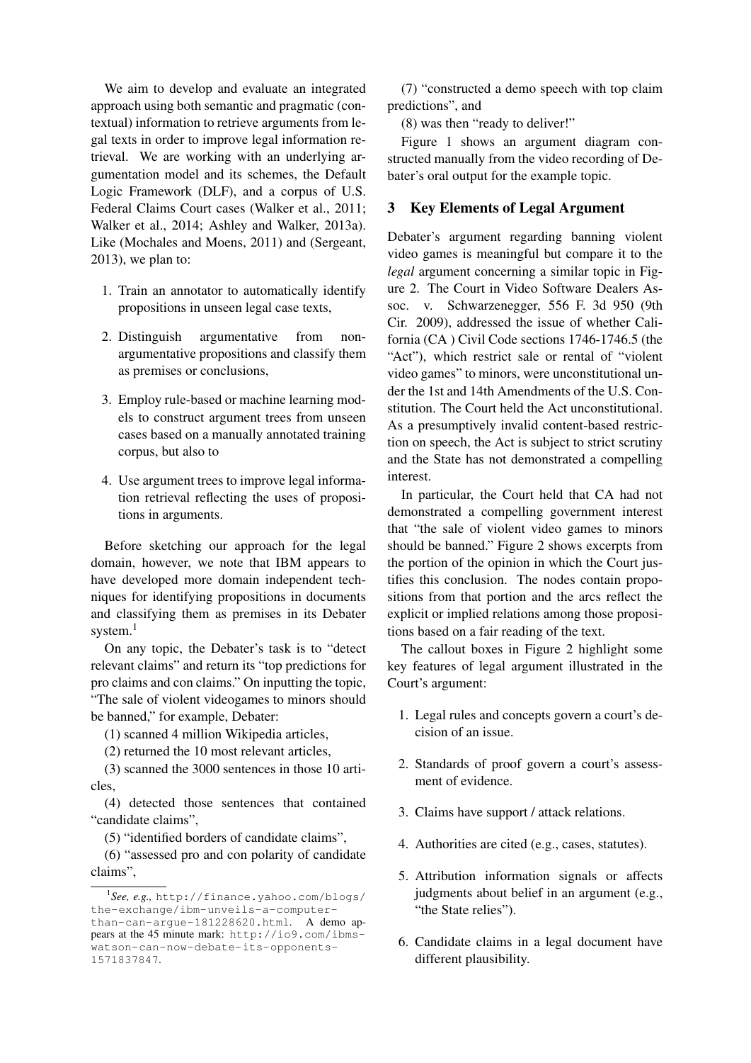We aim to develop and evaluate an integrated approach using both semantic and pragmatic (contextual) information to retrieve arguments from legal texts in order to improve legal information retrieval. We are working with an underlying argumentation model and its schemes, the Default Logic Framework (DLF), and a corpus of U.S. Federal Claims Court cases (Walker et al., 2011; Walker et al., 2014; Ashley and Walker, 2013a). Like (Mochales and Moens, 2011) and (Sergeant, 2013), we plan to:

1. Train an annotator to automatically identify propositions in unseen legal case texts,
2. Distinguish argumentative from non-argumentative propositions and classify them as premises or conclusions,
3. Employ rule-based or machine learning models to construct argument trees from unseen cases based on a manually annotated training corpus, but also to
4. Use argument trees to improve legal information retrieval reflecting the uses of propositions in arguments.

Before sketching our approach for the legal domain, however, we note that IBM appears to have developed more domain independent techniques for identifying propositions in documents and classifying them as premises in its Debater system.[1]

On any topic, the Debater's task is to "detect relevant claims" and return its "top predictions for pro claims and con claims." On inputting the topic, "The sale of violent videogames to minors should be banned," for example, Debater:

(1) scanned 4 million Wikipedia articles,

(2) returned the 10 most relevant articles,

(3) scanned the 3000 sentences in those 10 articles,

(4) detected those sentences that contained "candidate claims",

(5) "identified borders of candidate claims",

(6) "assessed pro and con polarity of candidate claims",

(7) "constructed a demo speech with top claim predictions", and

(8) was then "ready to deliver!"

Figure 1 shows an argument diagram constructed manually from the video recording of Debater's oral output for the example topic.

## 3 Key Elements of Legal Argument

Debater's argument regarding banning violent video games is meaningful but compare it to the *legal* argument concerning a similar topic in Figure 2. The Court in Video Software Dealers Assoc. v. Schwarzenegger, 556 F. 3d 950 (9th Cir. 2009), addressed the issue of whether California (CA ) Civil Code sections 1746-1746.5 (the "Act"), which restrict sale or rental of "violent video games" to minors, were unconstitutional under the 1st and 14th Amendments of the U.S. Constitution. The Court held the Act unconstitutional. As a presumptively invalid content-based restriction on speech, the Act is subject to strict scrutiny and the State has not demonstrated a compelling interest.

In particular, the Court held that CA had not demonstrated a compelling government interest that "the sale of violent video games to minors should be banned." Figure 2 shows excerpts from the portion of the opinion in which the Court justifies this conclusion. The nodes contain propositions from that portion and the arcs reflect the explicit or implied relations among those propositions based on a fair reading of the text.

The callout boxes in Figure 2 highlight some key features of legal argument illustrated in the Court's argument:

1. Legal rules and concepts govern a court's decision of an issue.
2. Standards of proof govern a court's assessment of evidence.
3. Claims have support / attack relations.
4. Authorities are cited (e.g., cases, statutes).
5. Attribution information signals or affects judgments about belief in an argument (e.g., "the State relies").
6. Candidate claims in a legal document have different plausibility.

[1] *See, e.g.,* http://finance.yahoo.com/blogs/the-exchange/ibm-unveils-a-computer-than-can-argue-181228620.html. A demo appears at the 45 minute mark: http://io9.com/ibms-watson-can-now-debate-its-opponents-1571837847.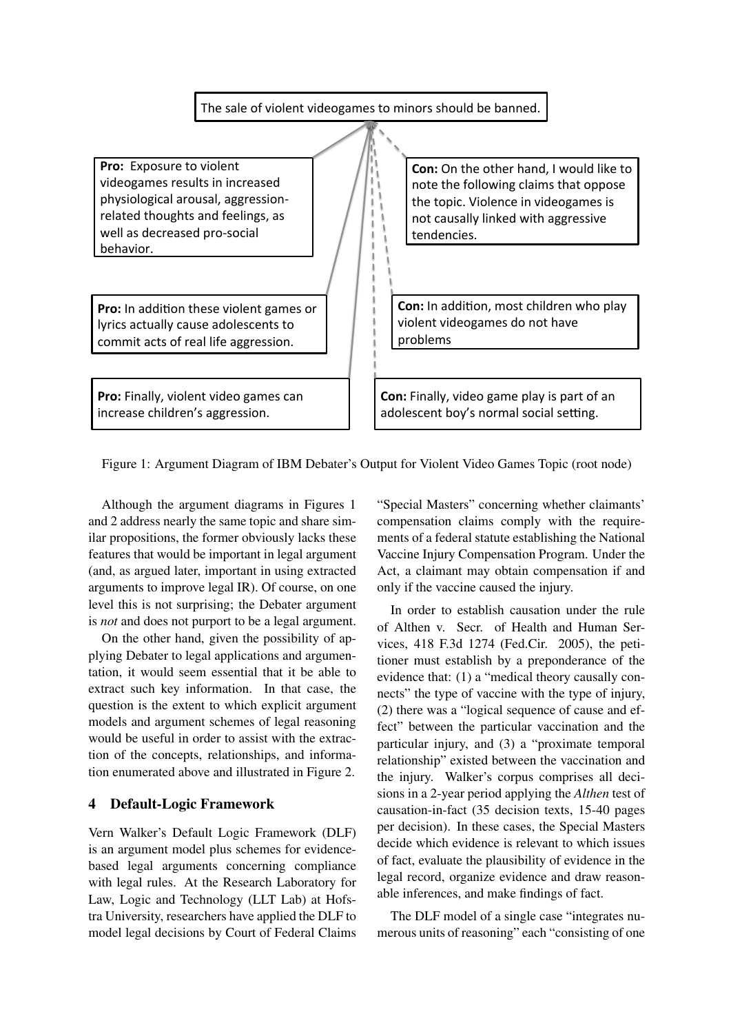The sale of violent videogames to minors should be banned.

**Pro:** Exposure to violent videogames results in increased physiological arousal, aggression-related thoughts and feelings, as well as decreased pro-social behavior.

**Con:** On the other hand, I would like to note the following claims that oppose the topic. Violence in videogames is not causally linked with aggressive tendencies.

**Pro:** In addition these violent games or lyrics actually cause adolescents to commit acts of real life aggression.

**Con:** In addition, most children who play violent videogames do not have problems

**Pro:** Finally, violent video games can increase children's aggression.

**Con:** Finally, video game play is part of an adolescent boy's normal social setting.

Figure 1: Argument Diagram of IBM Debater's Output for Violent Video Games Topic (root node)

Although the argument diagrams in Figures 1 and 2 address nearly the same topic and share similar propositions, the former obviously lacks these features that would be important in legal argument (and, as argued later, important in using extracted arguments to improve legal IR). Of course, on one level this is not surprising; the Debater argument is *not* and does not purport to be a legal argument.

On the other hand, given the possibility of applying Debater to legal applications and argumentation, it would seem essential that it be able to extract such key information. In that case, the question is the extent to which explicit argument models and argument schemes of legal reasoning would be useful in order to assist with the extraction of the concepts, relationships, and information enumerated above and illustrated in Figure 2.

## 4 Default-Logic Framework

Vern Walker's Default Logic Framework (DLF) is an argument model plus schemes for evidence-based legal arguments concerning compliance with legal rules. At the Research Laboratory for Law, Logic and Technology (LLT Lab) at Hofstra University, researchers have applied the DLF to model legal decisions by Court of Federal Claims "Special Masters" concerning whether claimants' compensation claims comply with the requirements of a federal statute establishing the National Vaccine Injury Compensation Program. Under the Act, a claimant may obtain compensation if and only if the vaccine caused the injury.

In order to establish causation under the rule of Althen v. Secr. of Health and Human Services, 418 F.3d 1274 (Fed.Cir. 2005), the petitioner must establish by a preponderance of the evidence that: (1) a "medical theory causally connects" the type of vaccine with the type of injury, (2) there was a "logical sequence of cause and effect" between the particular vaccination and the particular injury, and (3) a "proximate temporal relationship" existed between the vaccination and the injury. Walker's corpus comprises all decisions in a 2-year period applying the *Althen* test of causation-in-fact (35 decision texts, 15-40 pages per decision). In these cases, the Special Masters decide which evidence is relevant to which issues of fact, evaluate the plausibility of evidence in the legal record, organize evidence and draw reasonable inferences, and make findings of fact.

The DLF model of a single case "integrates numerous units of reasoning" each "consisting of one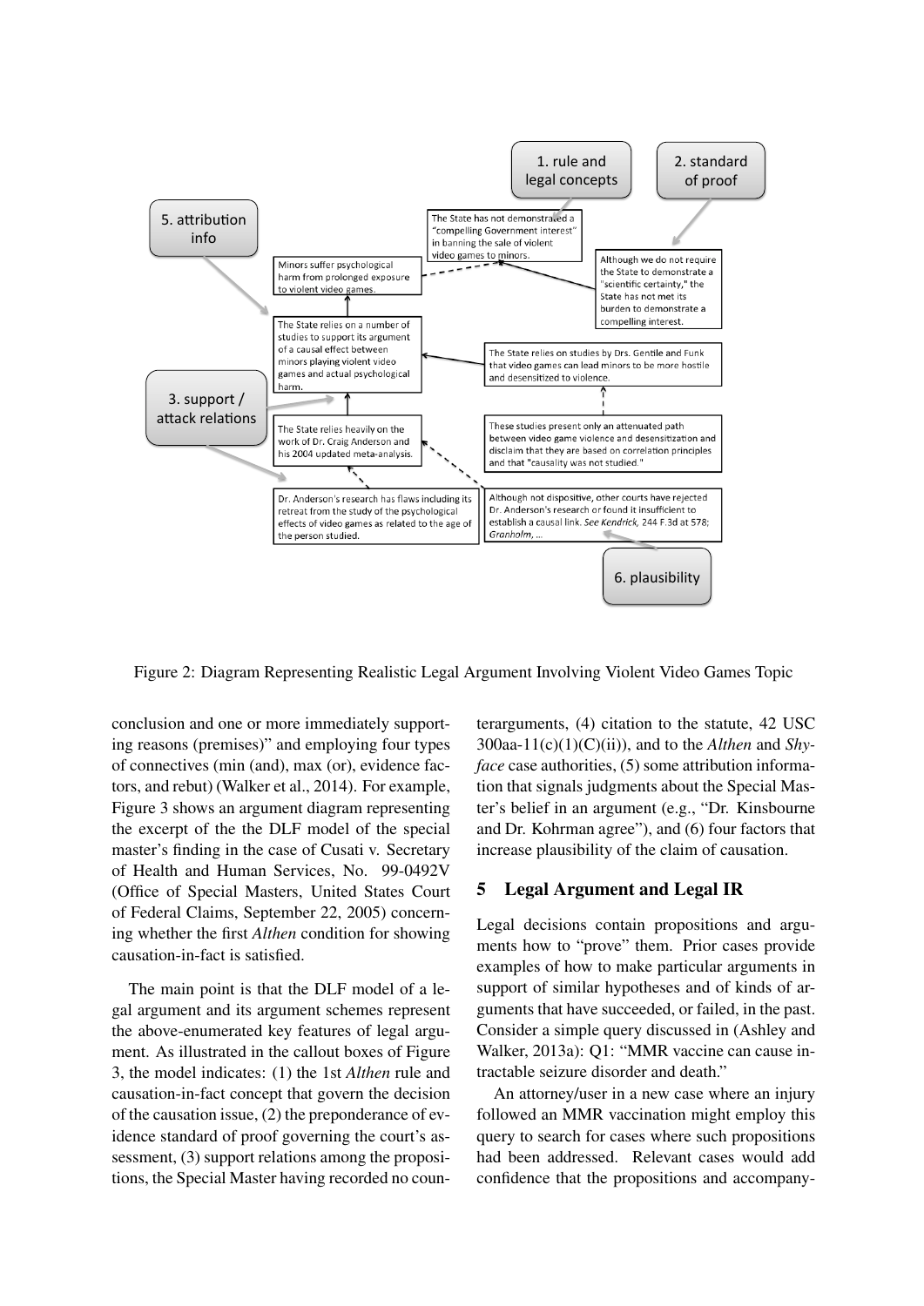Figure 2: Diagram Representing Realistic Legal Argument Involving Violent Video Games Topic

conclusion and one or more immediately supporting reasons (premises)" and employing four types of connectives (min (and), max (or), evidence factors, and rebut) (Walker et al., 2014). For example, Figure 3 shows an argument diagram representing the excerpt of the the DLF model of the special master's finding in the case of Cusati v. Secretary of Health and Human Services, No. 99-0492V (Office of Special Masters, United States Court of Federal Claims, September 22, 2005) concerning whether the first *Althen* condition for showing causation-in-fact is satisfied.

The main point is that the DLF model of a legal argument and its argument schemes represent the above-enumerated key features of legal argument. As illustrated in the callout boxes of Figure 3, the model indicates: (1) the 1st *Althen* rule and causation-in-fact concept that govern the decision of the causation issue, (2) the preponderance of evidence standard of proof governing the court's assessment, (3) support relations among the propositions, the Special Master having recorded no counterarguments, (4) citation to the statute, 42 USC 300aa-11(c)(1)(C)(ii)), and to the *Althen* and *Shyface* case authorities, (5) some attribution information that signals judgments about the Special Master's belief in an argument (e.g., "Dr. Kinsbourne and Dr. Kohrman agree"), and (6) four factors that increase plausibility of the claim of causation.

## 5 Legal Argument and Legal IR

Legal decisions contain propositions and arguments how to "prove" them. Prior cases provide examples of how to make particular arguments in support of similar hypotheses and of kinds of arguments that have succeeded, or failed, in the past. Consider a simple query discussed in (Ashley and Walker, 2013a): Q1: "MMR vaccine can cause intractable seizure disorder and death."

An attorney/user in a new case where an injury followed an MMR vaccination might employ this query to search for cases where such propositions had been addressed. Relevant cases would add confidence that the propositions and accompany-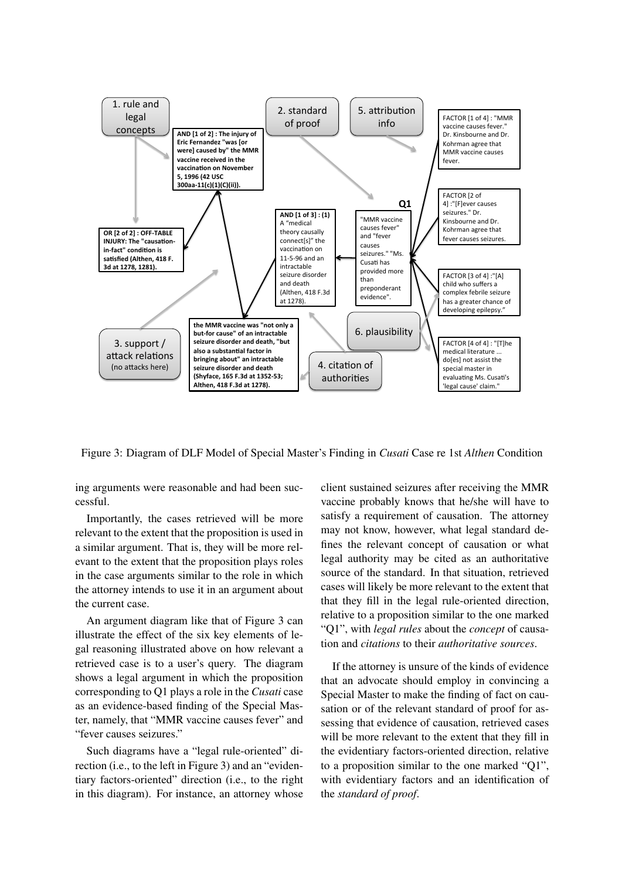1. rule and legal concepts

AND [1 of 2] : The injury of Eric Fernandez "was [or were] caused by" the MMR vaccine received in the vaccination on November 5, 1996 (42 USC 300aa-11(c)(1)(C)(ii)).

2. standard of proof

5. attribution info

FACTOR [1 of 4] : "MMR vaccine causes fever." Dr. Kinsbourne and Dr. Kohrman agree that MMR vaccine causes fever.

FACTOR [2 of 4] :"[F]ever causes seizures." Dr. Kinsbourne and Dr. Kohrman agree that fever causes seizures.

Q1

"MMR vaccine causes fever" and "fever causes seizures." "Ms. Cusati has provided more than preponderant evidence".

AND [1 of 3] : (1) A "medical theory causally connect[s]" the vaccination on 11-5-96 and an intractable seizure disorder and death (Althen, 418 F.3d at 1278).

OR [2 of 2] : OFF-TABLE INJURY: The "causation-in-fact" condition is satisfied (Althen, 418 F.3d at 1278, 1281).

FACTOR [3 of 4] :"[A] child who suffers a complex febrile seizure has a greater chance of developing epilepsy."

6. plausibility

the MMR vaccine was "not only a but-for cause" of an intractable seizure disorder and death, "but also a substantial factor in bringing about" an intractable seizure disorder and death (Shyface, 165 F.3d at 1352-53; Althen, 418 F.3d at 1278).

3. support / attack relations (no attacks here)

4. citation of authorities

FACTOR [4 of 4] : "[T]he medical literature ... do[es] not assist the special master in evaluating Ms. Cusati's 'legal cause' claim."

Figure 3: Diagram of DLF Model of Special Master's Finding in *Cusati* Case re 1st *Althen* Condition

ing arguments were reasonable and had been successful.

Importantly, the cases retrieved will be more relevant to the extent that the proposition is used in a similar argument. That is, they will be more relevant to the extent that the proposition plays roles in the case arguments similar to the role in which the attorney intends to use it in an argument about the current case.

An argument diagram like that of Figure 3 can illustrate the effect of the six key elements of legal reasoning illustrated above on how relevant a retrieved case is to a user's query. The diagram shows a legal argument in which the proposition corresponding to Q1 plays a role in the *Cusati* case as an evidence-based finding of the Special Master, namely, that "MMR vaccine causes fever" and "fever causes seizures."

Such diagrams have a "legal rule-oriented" direction (i.e., to the left in Figure 3) and an "evidentiary factors-oriented" direction (i.e., to the right in this diagram). For instance, an attorney whose client sustained seizures after receiving the MMR vaccine probably knows that he/she will have to satisfy a requirement of causation. The attorney may not know, however, what legal standard defines the relevant concept of causation or what legal authority may be cited as an authoritative source of the standard. In that situation, retrieved cases will likely be more relevant to the extent that that they fill in the legal rule-oriented direction, relative to a proposition similar to the one marked "Q1", with *legal rules* about the *concept* of causation and *citations* to their *authoritative sources*.

If the attorney is unsure of the kinds of evidence that an advocate should employ in convincing a Special Master to make the finding of fact on causation or of the relevant standard of proof for assessing that evidence of causation, retrieved cases will be more relevant to the extent that they fill in the evidentiary factors-oriented direction, relative to a proposition similar to the one marked "Q1", with evidentiary factors and an identification of the *standard of proof*.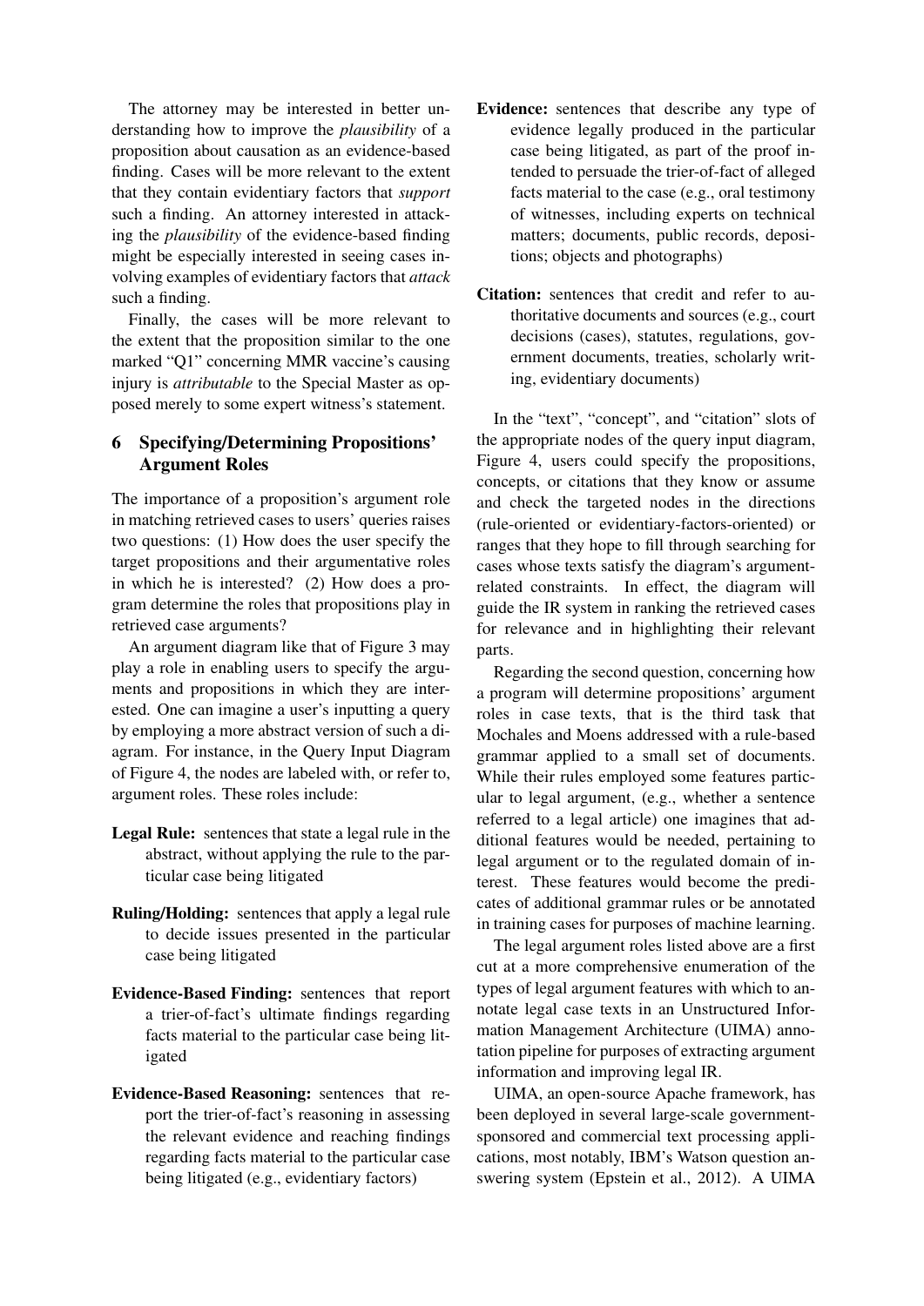The attorney may be interested in better understanding how to improve the *plausibility* of a proposition about causation as an evidence-based finding. Cases will be more relevant to the extent that they contain evidentiary factors that *support* such a finding. An attorney interested in attacking the *plausibility* of the evidence-based finding might be especially interested in seeing cases involving examples of evidentiary factors that *attack* such a finding.

Finally, the cases will be more relevant to the extent that the proposition similar to the one marked "Q1" concerning MMR vaccine's causing injury is *attributable* to the Special Master as opposed merely to some expert witness's statement.

## 6 Specifying/Determining Propositions' Argument Roles

The importance of a proposition's argument role in matching retrieved cases to users' queries raises two questions: (1) How does the user specify the target propositions and their argumentative roles in which he is interested? (2) How does a program determine the roles that propositions play in retrieved case arguments?

An argument diagram like that of Figure 3 may play a role in enabling users to specify the arguments and propositions in which they are interested. One can imagine a user's inputting a query by employing a more abstract version of such a diagram. For instance, in the Query Input Diagram of Figure 4, the nodes are labeled with, or refer to, argument roles. These roles include:

**Legal Rule:** sentences that state a legal rule in the abstract, without applying the rule to the particular case being litigated

**Ruling/Holding:** sentences that apply a legal rule to decide issues presented in the particular case being litigated

**Evidence-Based Finding:** sentences that report a trier-of-fact's ultimate findings regarding facts material to the particular case being litigated

**Evidence-Based Reasoning:** sentences that report the trier-of-fact's reasoning in assessing the relevant evidence and reaching findings regarding facts material to the particular case being litigated (e.g., evidentiary factors)

**Evidence:** sentences that describe any type of evidence legally produced in the particular case being litigated, as part of the proof intended to persuade the trier-of-fact of alleged facts material to the case (e.g., oral testimony of witnesses, including experts on technical matters; documents, public records, depositions; objects and photographs)

**Citation:** sentences that credit and refer to authoritative documents and sources (e.g., court decisions (cases), statutes, regulations, government documents, treaties, scholarly writing, evidentiary documents)

In the "text", "concept", and "citation" slots of the appropriate nodes of the query input diagram, Figure 4, users could specify the propositions, concepts, or citations that they know or assume and check the targeted nodes in the directions (rule-oriented or evidentiary-factors-oriented) or ranges that they hope to fill through searching for cases whose texts satisfy the diagram's argument-related constraints. In effect, the diagram will guide the IR system in ranking the retrieved cases for relevance and in highlighting their relevant parts.

Regarding the second question, concerning how a program will determine propositions' argument roles in case texts, that is the third task that Mochales and Moens addressed with a rule-based grammar applied to a small set of documents. While their rules employed some features particular to legal argument, (e.g., whether a sentence referred to a legal article) one imagines that additional features would be needed, pertaining to legal argument or to the regulated domain of interest. These features would become the predicates of additional grammar rules or be annotated in training cases for purposes of machine learning.

The legal argument roles listed above are a first cut at a more comprehensive enumeration of the types of legal argument features with which to annotate legal case texts in an Unstructured Information Management Architecture (UIMA) annotation pipeline for purposes of extracting argument information and improving legal IR.

UIMA, an open-source Apache framework, has been deployed in several large-scale government-sponsored and commercial text processing applications, most notably, IBM's Watson question answering system (Epstein et al., 2012). A UIMA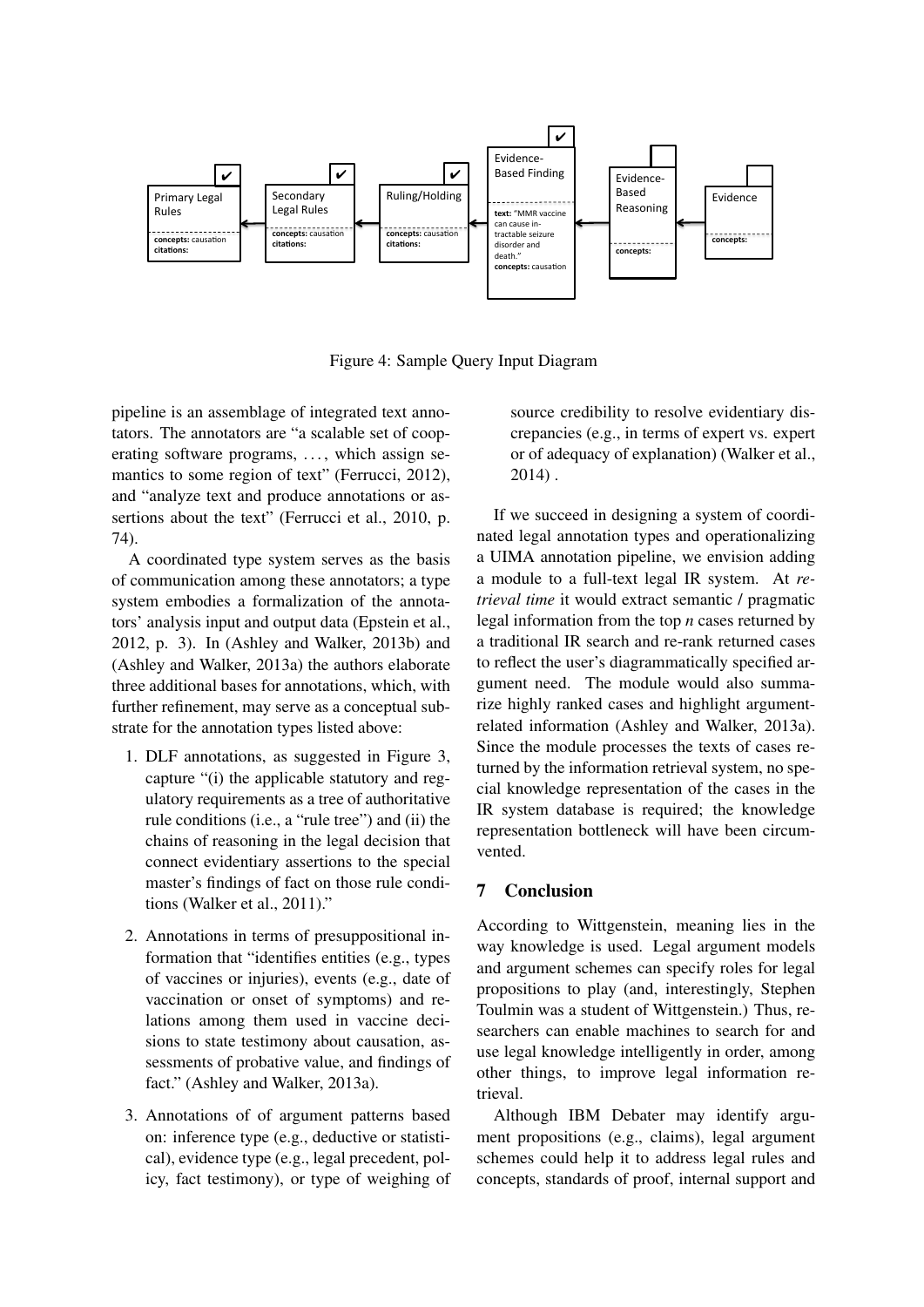Figure 4: Sample Query Input Diagram

pipeline is an assemblage of integrated text annotators. The annotators are "a scalable set of cooperating software programs, . . . , which assign semantics to some region of text" (Ferrucci, 2012), and "analyze text and produce annotations or assertions about the text" (Ferrucci et al., 2010, p. 74).

A coordinated type system serves as the basis of communication among these annotators; a type system embodies a formalization of the annotators' analysis input and output data (Epstein et al., 2012, p. 3). In (Ashley and Walker, 2013b) and (Ashley and Walker, 2013a) the authors elaborate three additional bases for annotations, which, with further refinement, may serve as a conceptual substrate for the annotation types listed above:

1. DLF annotations, as suggested in Figure 3, capture "(i) the applicable statutory and regulatory requirements as a tree of authoritative rule conditions (i.e., a "rule tree") and (ii) the chains of reasoning in the legal decision that connect evidentiary assertions to the special master's findings of fact on those rule conditions (Walker et al., 2011)."

2. Annotations in terms of presuppositional information that "identifies entities (e.g., types of vaccines or injuries), events (e.g., date of vaccination or onset of symptoms) and relations among them used in vaccine decisions to state testimony about causation, assessments of probative value, and findings of fact." (Ashley and Walker, 2013a).

3. Annotations of of argument patterns based on: inference type (e.g., deductive or statistical), evidence type (e.g., legal precedent, policy, fact testimony), or type of weighing of source credibility to resolve evidentiary discrepancies (e.g., in terms of expert vs. expert or of adequacy of explanation) (Walker et al., 2014) .

If we succeed in designing a system of coordinated legal annotation types and operationalizing a UIMA annotation pipeline, we envision adding a module to a full-text legal IR system. At *retrieval time* it would extract semantic / pragmatic legal information from the top *n* cases returned by a traditional IR search and re-rank returned cases to reflect the user's diagrammatically specified argument need. The module would also summarize highly ranked cases and highlight argument-related information (Ashley and Walker, 2013a). Since the module processes the texts of cases returned by the information retrieval system, no special knowledge representation of the cases in the IR system database is required; the knowledge representation bottleneck will have been circumvented.

## 7 Conclusion

According to Wittgenstein, meaning lies in the way knowledge is used. Legal argument models and argument schemes can specify roles for legal propositions to play (and, interestingly, Stephen Toulmin was a student of Wittgenstein.) Thus, researchers can enable machines to search for and use legal knowledge intelligently in order, among other things, to improve legal information retrieval.

Although IBM Debater may identify argument propositions (e.g., claims), legal argument schemes could help it to address legal rules and concepts, standards of proof, internal support and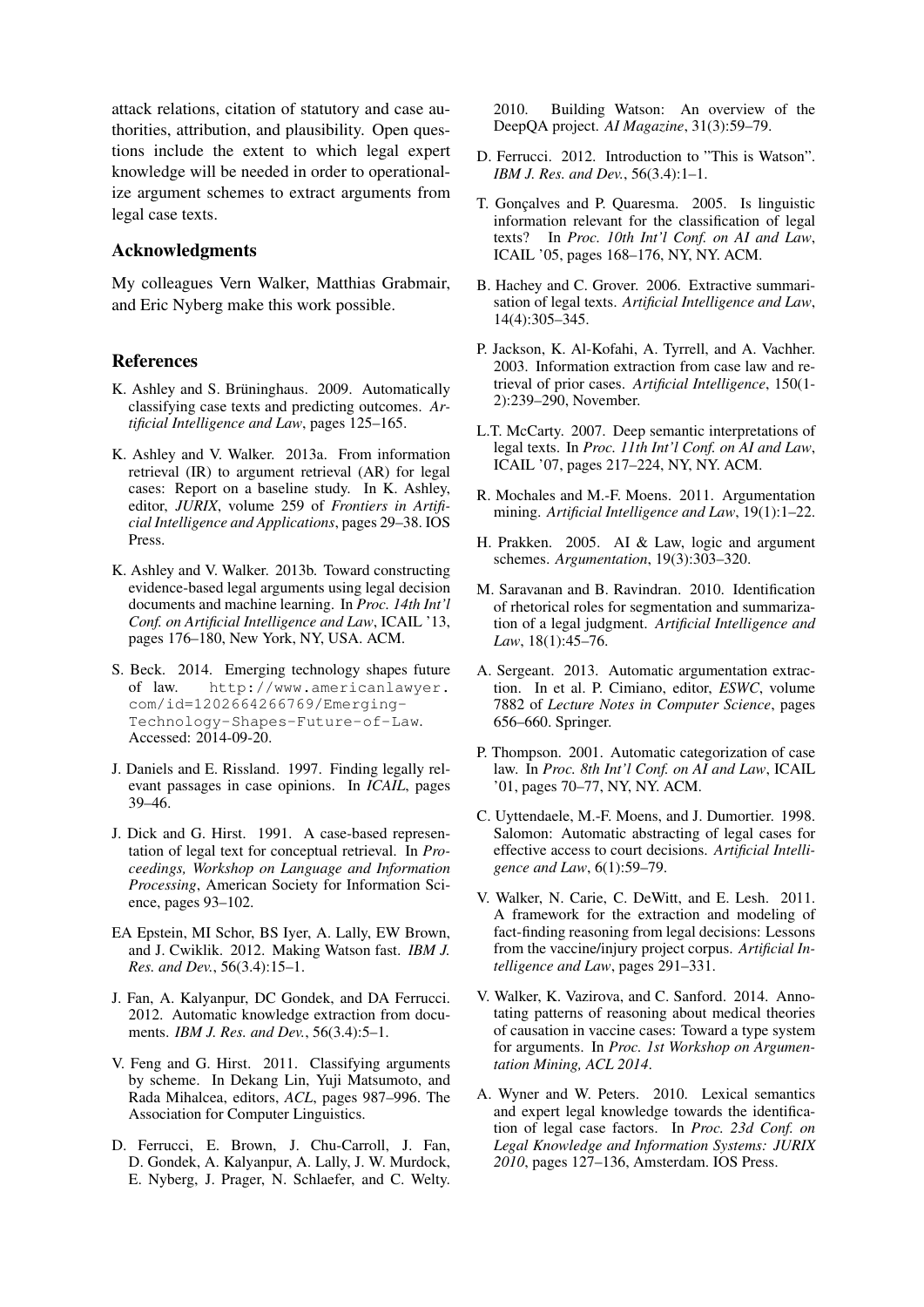attack relations, citation of statutory and case authorities, attribution, and plausibility. Open questions include the extent to which legal expert knowledge will be needed in order to operationalize argument schemes to extract arguments from legal case texts.

## Acknowledgments

My colleagues Vern Walker, Matthias Grabmair, and Eric Nyberg make this work possible.

## References

K. Ashley and S. Brüninghaus. 2009. Automatically classifying case texts and predicting outcomes. *Artificial Intelligence and Law*, pages 125–165.

K. Ashley and V. Walker. 2013a. From information retrieval (IR) to argument retrieval (AR) for legal cases: Report on a baseline study. In K. Ashley, editor, *JURIX*, volume 259 of *Frontiers in Artificial Intelligence and Applications*, pages 29–38. IOS Press.

K. Ashley and V. Walker. 2013b. Toward constructing evidence-based legal arguments using legal decision documents and machine learning. In *Proc. 14th Int'l Conf. on Artificial Intelligence and Law*, ICAIL '13, pages 176–180, New York, NY, USA. ACM.

S. Beck. 2014. Emerging technology shapes future of law. `http://www.americanlawyer.com/id=1202664266769/Emerging-Technology-Shapes-Future-of-Law`. Accessed: 2014-09-20.

J. Daniels and E. Rissland. 1997. Finding legally relevant passages in case opinions. In *ICAIL*, pages 39–46.

J. Dick and G. Hirst. 1991. A case-based representation of legal text for conceptual retrieval. In *Proceedings, Workshop on Language and Information Processing*, American Society for Information Science, pages 93–102.

EA Epstein, MI Schor, BS Iyer, A. Lally, EW Brown, and J. Cwiklik. 2012. Making Watson fast. *IBM J. Res. and Dev.*, 56(3.4):15–1.

J. Fan, A. Kalyanpur, DC Gondek, and DA Ferrucci. 2012. Automatic knowledge extraction from documents. *IBM J. Res. and Dev.*, 56(3.4):5–1.

V. Feng and G. Hirst. 2011. Classifying arguments by scheme. In Dekang Lin, Yuji Matsumoto, and Rada Mihalcea, editors, *ACL*, pages 987–996. The Association for Computer Linguistics.

D. Ferrucci, E. Brown, J. Chu-Carroll, J. Fan, D. Gondek, A. Kalyanpur, A. Lally, J. W. Murdock, E. Nyberg, J. Prager, N. Schlaefer, and C. Welty. 2010. Building Watson: An overview of the DeepQA project. *AI Magazine*, 31(3):59–79.

D. Ferrucci. 2012. Introduction to "This is Watson". *IBM J. Res. and Dev.*, 56(3.4):1–1.

T. Gonçalves and P. Quaresma. 2005. Is linguistic information relevant for the classification of legal texts? In *Proc. 10th Int'l Conf. on AI and Law*, ICAIL '05, pages 168–176, NY, NY. ACM.

B. Hachey and C. Grover. 2006. Extractive summarisation of legal texts. *Artificial Intelligence and Law*, 14(4):305–345.

P. Jackson, K. Al-Kofahi, A. Tyrrell, and A. Vachher. 2003. Information extraction from case law and retrieval of prior cases. *Artificial Intelligence*, 150(1-2):239–290, November.

L.T. McCarty. 2007. Deep semantic interpretations of legal texts. In *Proc. 11th Int'l Conf. on AI and Law*, ICAIL '07, pages 217–224, NY, NY. ACM.

R. Mochales and M.-F. Moens. 2011. Argumentation mining. *Artificial Intelligence and Law*, 19(1):1–22.

H. Prakken. 2005. AI & Law, logic and argument schemes. *Argumentation*, 19(3):303–320.

M. Saravanan and B. Ravindran. 2010. Identification of rhetorical roles for segmentation and summarization of a legal judgment. *Artificial Intelligence and Law*, 18(1):45–76.

A. Sergeant. 2013. Automatic argumentation extraction. In et al. P. Cimiano, editor, *ESWC*, volume 7882 of *Lecture Notes in Computer Science*, pages 656–660. Springer.

P. Thompson. 2001. Automatic categorization of case law. In *Proc. 8th Int'l Conf. on AI and Law*, ICAIL '01, pages 70–77, NY, NY. ACM.

C. Uyttendaele, M.-F. Moens, and J. Dumortier. 1998. Salomon: Automatic abstracting of legal cases for effective access to court decisions. *Artificial Intelligence and Law*, 6(1):59–79.

V. Walker, N. Carie, C. DeWitt, and E. Lesh. 2011. A framework for the extraction and modeling of fact-finding reasoning from legal decisions: Lessons from the vaccine/injury project corpus. *Artificial Intelligence and Law*, pages 291–331.

V. Walker, K. Vazirova, and C. Sanford. 2014. Annotating patterns of reasoning about medical theories of causation in vaccine cases: Toward a type system for arguments. In *Proc. 1st Workshop on Argumentation Mining, ACL 2014*.

A. Wyner and W. Peters. 2010. Lexical semantics and expert legal knowledge towards the identification of legal case factors. In *Proc. 23d Conf. on Legal Knowledge and Information Systems: JURIX 2010*, pages 127–136, Amsterdam. IOS Press.